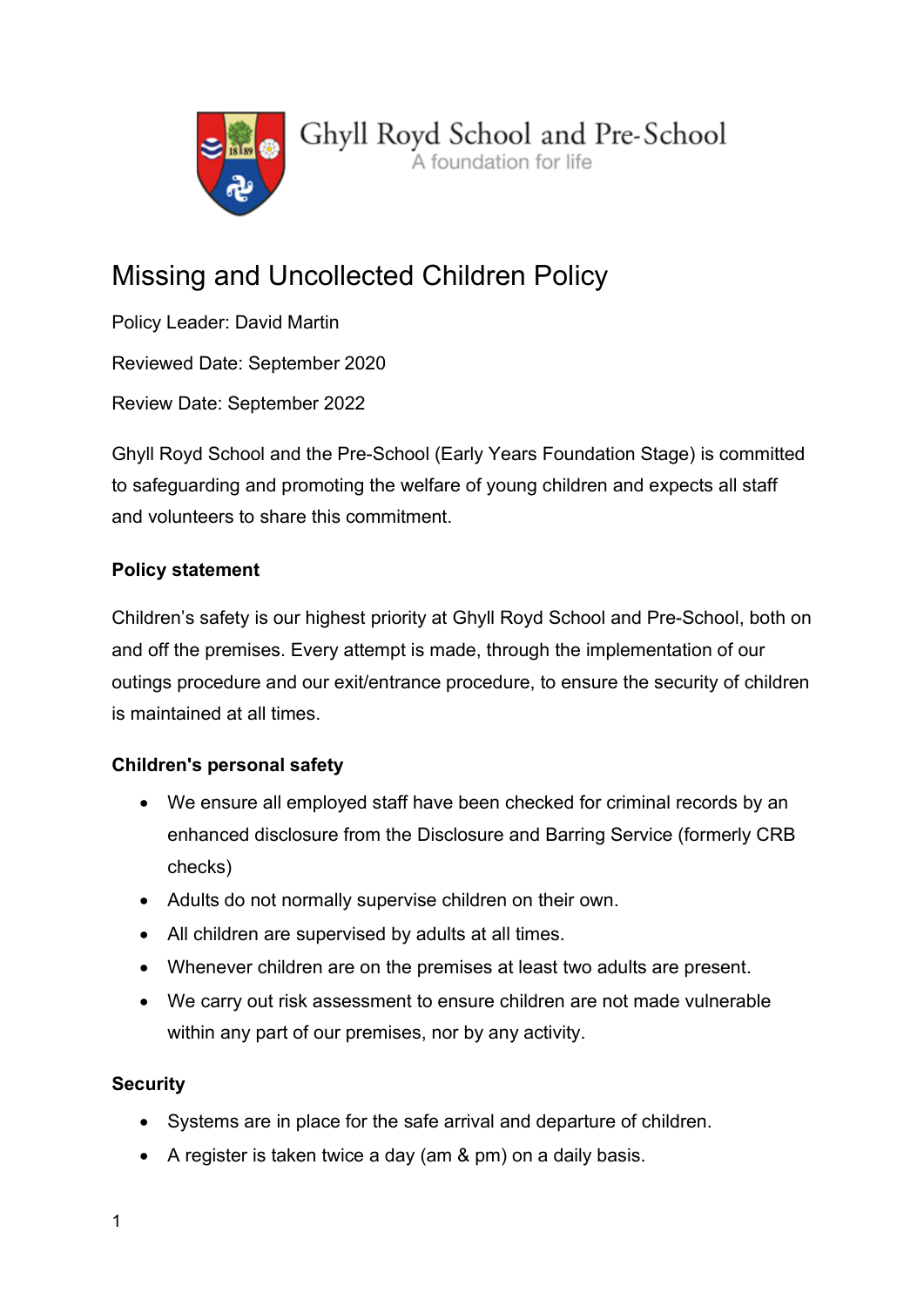Ghyll Royd School and Pre-School

A foundation for life

# Missing and Uncollected Children Policy

Policy Leader: David Martin

Reviewed Date: September 2020

Review Date: September 2022

Ghyll Royd School and the Pre-School (Early Years Foundation Stage) is committed to safeguarding and promoting the welfare of young children and expects all staff and volunteers to share this commitment.

### Policy statement

Children's safety is our highest priority at Ghyll Royd School and Pre-School, both on and off the premises. Every attempt is made, through the implementation of our outings procedure and our exit/entrance procedure, to ensure the security of children is maintained at all times.

### Children's personal safety

- We ensure all employed staff have been checked for criminal records by an enhanced disclosure from the Disclosure and Barring Service (formerly CRB checks)
- Adults do not normally supervise children on their own.
- All children are supervised by adults at all times.
- Whenever children are on the premises at least two adults are present.
- We carry out risk assessment to ensure children are not made vulnerable within any part of our premises, nor by any activity.

### Security

- Systems are in place for the safe arrival and departure of children.
- A register is taken twice a day (am & pm) on a daily basis.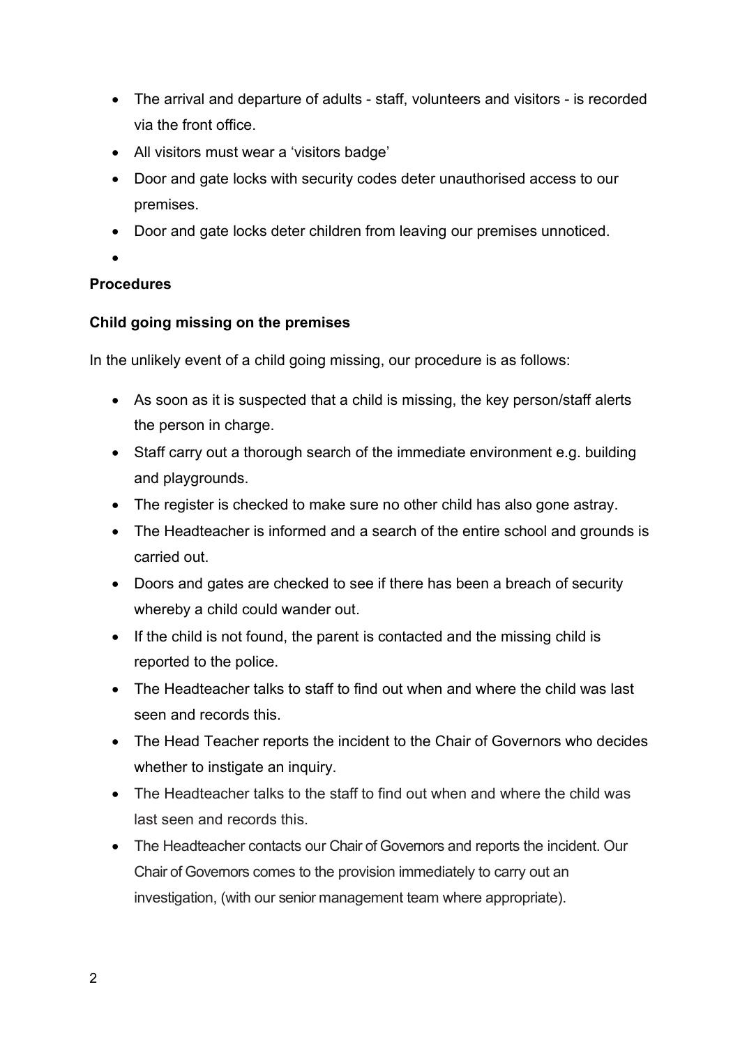- The arrival and departure of adults - staff, volunteers and visitors - is recorded via the front office.
- All visitors must wear a 'visitors badge'
- Door and gate locks with security codes deter unauthorised access to our premises.
- Door and gate locks deter children from leaving our premises unnoticed.
- 

**Procedures**

**Child going missing on the premises**

In the unlikely event of a child going missing, our procedure is as follows:

- As soon as it is suspected that a child is missing, the key person/staff alerts the person in charge.
- Staff carry out a thorough search of the immediate environment e.g. building and playgrounds.
- The register is checked to make sure no other child has also gone astray.
- The Headteacher is informed and a search of the entire school and grounds is carried out.
- Doors and gates are checked to see if there has been a breach of security whereby a child could wander out.
- If the child is not found, the parent is contacted and the missing child is reported to the police.
- The Headteacher talks to staff to find out when and where the child was last seen and records this.
- The Head Teacher reports the incident to the Chair of Governors who decides whether to instigate an inquiry.
- The Headteacher talks to the staff to find out when and where the child was last seen and records this.
- The Headteacher contacts our Chair of Governors and reports the incident. Our Chair of Governors comes to the provision immediately to carry out an investigation, (with our senior management team where appropriate).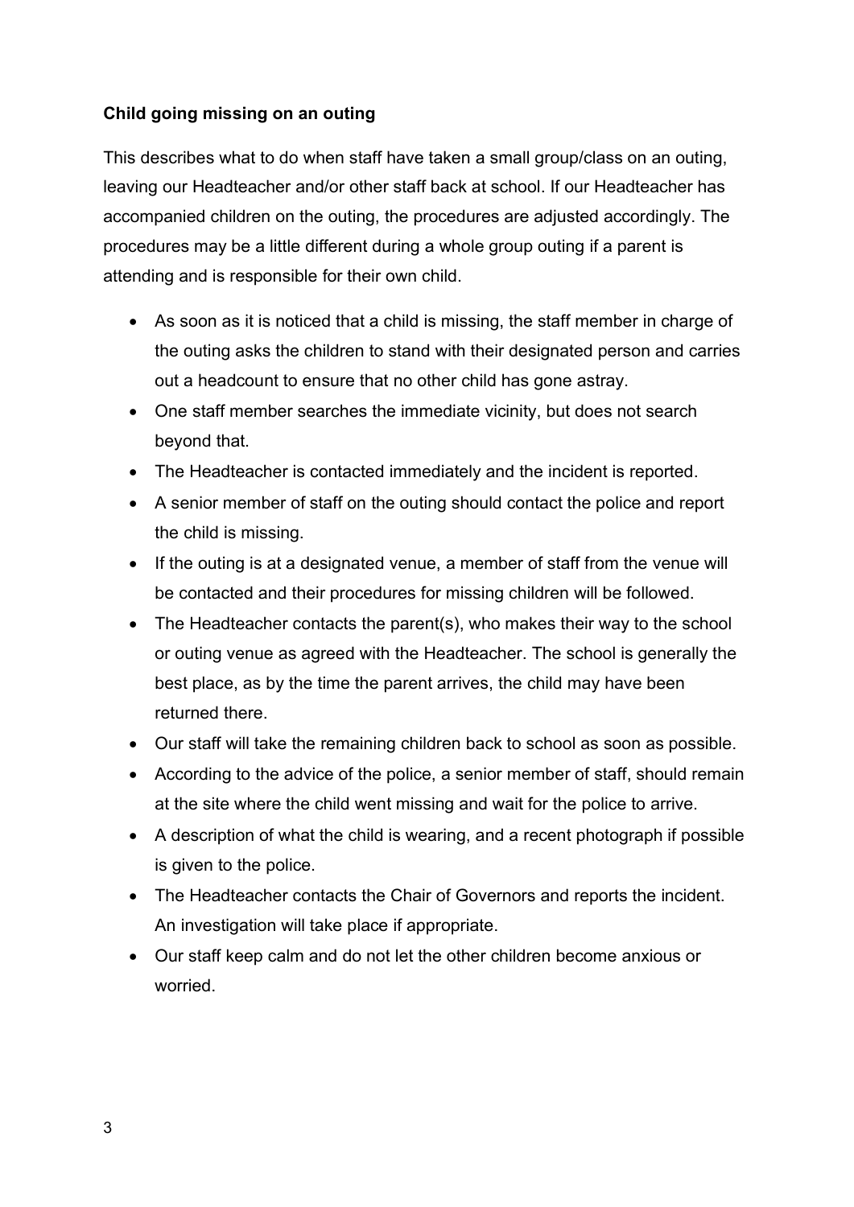**Child going missing on an outing**

This describes what to do when staff have taken a small group/class on an outing, leaving our Headteacher and/or other staff back at school. If our Headteacher has accompanied children on the outing, the procedures are adjusted accordingly. The procedures may be a little different during a whole group outing if a parent is attending and is responsible for their own child.

- As soon as it is noticed that a child is missing, the staff member in charge of the outing asks the children to stand with their designated person and carries out a headcount to ensure that no other child has gone astray.
- One staff member searches the immediate vicinity, but does not search beyond that.
- The Headteacher is contacted immediately and the incident is reported.
- A senior member of staff on the outing should contact the police and report the child is missing.
- If the outing is at a designated venue, a member of staff from the venue will be contacted and their procedures for missing children will be followed.
- The Headteacher contacts the parent(s), who makes their way to the school or outing venue as agreed with the Headteacher. The school is generally the best place, as by the time the parent arrives, the child may have been returned there.
- Our staff will take the remaining children back to school as soon as possible.
- According to the advice of the police, a senior member of staff, should remain at the site where the child went missing and wait for the police to arrive.
- A description of what the child is wearing, and a recent photograph if possible is given to the police.
- The Headteacher contacts the Chair of Governors and reports the incident. An investigation will take place if appropriate.
- Our staff keep calm and do not let the other children become anxious or worried.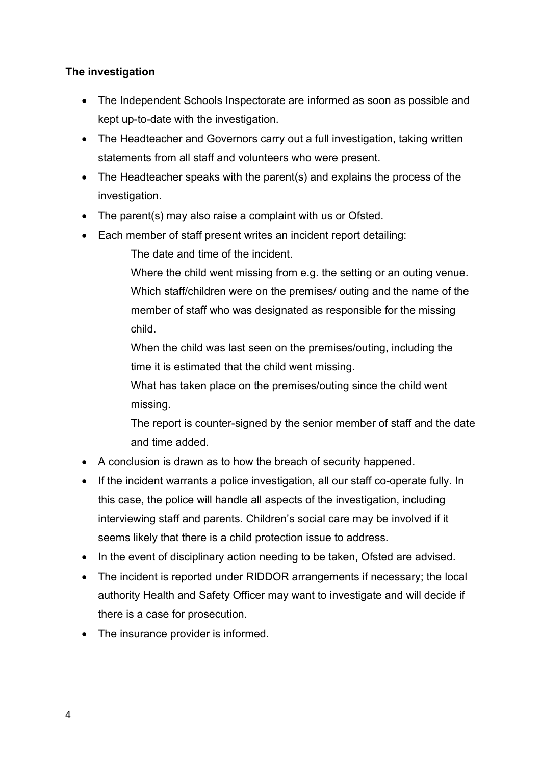**The investigation**

- The Independent Schools Inspectorate are informed as soon as possible and kept up-to-date with the investigation.
- The Headteacher and Governors carry out a full investigation, taking written statements from all staff and volunteers who were present.
- The Headteacher speaks with the parent(s) and explains the process of the investigation.
- The parent(s) may also raise a complaint with us or Ofsted.
- Each member of staff present writes an incident report detailing:

  The date and time of the incident.

  Where the child went missing from e.g. the setting or an outing venue.

  Which staff/children were on the premises/ outing and the name of the member of staff who was designated as responsible for the missing child.

  When the child was last seen on the premises/outing, including the time it is estimated that the child went missing.

  What has taken place on the premises/outing since the child went missing.

  The report is counter-signed by the senior member of staff and the date and time added.

- A conclusion is drawn as to how the breach of security happened.
- If the incident warrants a police investigation, all our staff co-operate fully. In this case, the police will handle all aspects of the investigation, including interviewing staff and parents. Children's social care may be involved if it seems likely that there is a child protection issue to address.
- In the event of disciplinary action needing to be taken, Ofsted are advised.
- The incident is reported under RIDDOR arrangements if necessary; the local authority Health and Safety Officer may want to investigate and will decide if there is a case for prosecution.
- The insurance provider is informed.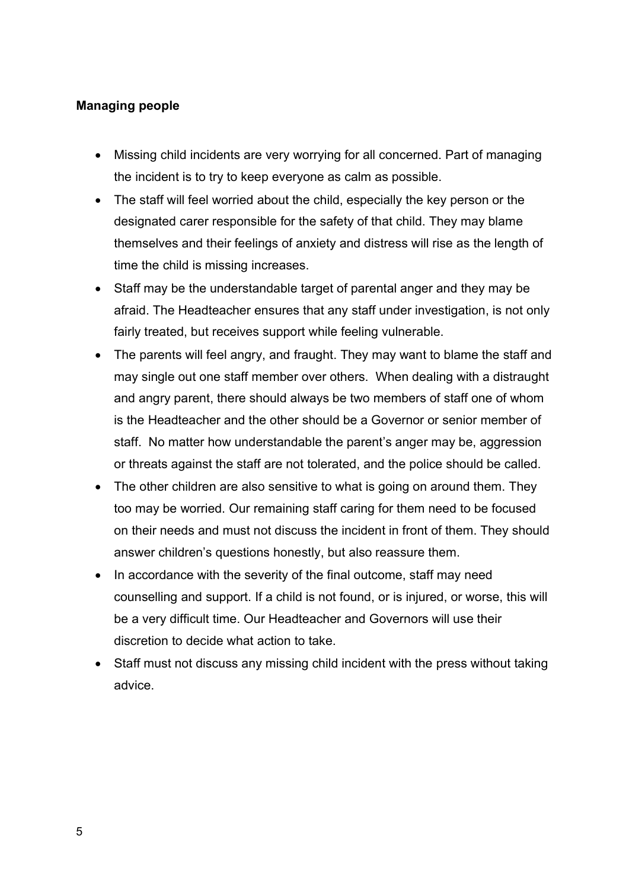**Managing people**

- Missing child incidents are very worrying for all concerned. Part of managing the incident is to try to keep everyone as calm as possible.
- The staff will feel worried about the child, especially the key person or the designated carer responsible for the safety of that child. They may blame themselves and their feelings of anxiety and distress will rise as the length of time the child is missing increases.
- Staff may be the understandable target of parental anger and they may be afraid. The Headteacher ensures that any staff under investigation, is not only fairly treated, but receives support while feeling vulnerable.
- The parents will feel angry, and fraught. They may want to blame the staff and may single out one staff member over others. When dealing with a distraught and angry parent, there should always be two members of staff one of whom is the Headteacher and the other should be a Governor or senior member of staff. No matter how understandable the parent's anger may be, aggression or threats against the staff are not tolerated, and the police should be called.
- The other children are also sensitive to what is going on around them. They too may be worried. Our remaining staff caring for them need to be focused on their needs and must not discuss the incident in front of them. They should answer children's questions honestly, but also reassure them.
- In accordance with the severity of the final outcome, staff may need counselling and support. If a child is not found, or is injured, or worse, this will be a very difficult time. Our Headteacher and Governors will use their discretion to decide what action to take.
- Staff must not discuss any missing child incident with the press without taking advice.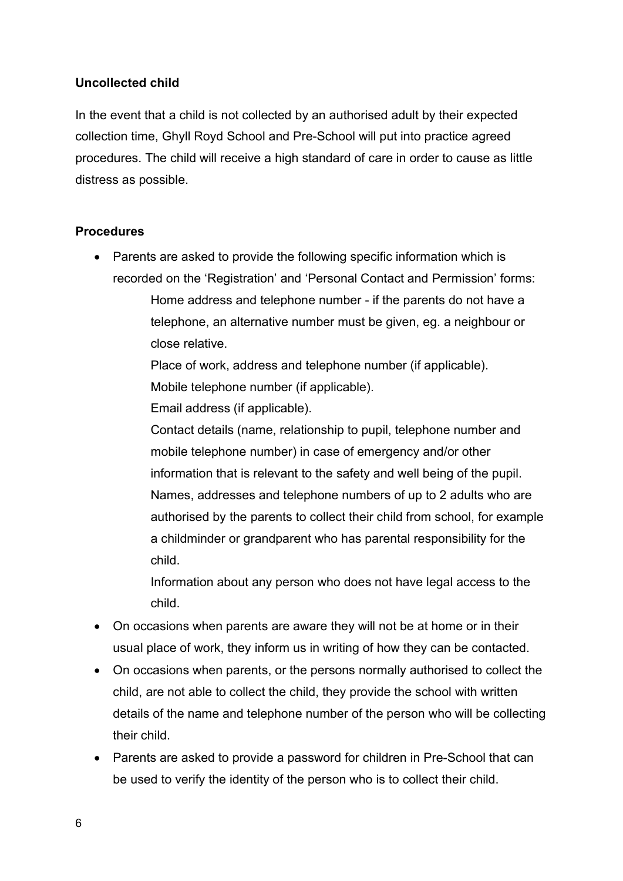**Uncollected child**

In the event that a child is not collected by an authorised adult by their expected collection time, Ghyll Royd School and Pre-School will put into practice agreed procedures. The child will receive a high standard of care in order to cause as little distress as possible.

**Procedures**

- Parents are asked to provide the following specific information which is recorded on the 'Registration' and 'Personal Contact and Permission' forms:

  Home address and telephone number - if the parents do not have a telephone, an alternative number must be given, eg. a neighbour or close relative.

  Place of work, address and telephone number (if applicable).

  Mobile telephone number (if applicable).

  Email address (if applicable).

  Contact details (name, relationship to pupil, telephone number and mobile telephone number) in case of emergency and/or other information that is relevant to the safety and well being of the pupil.

  Names, addresses and telephone numbers of up to 2 adults who are authorised by the parents to collect their child from school, for example a childminder or grandparent who has parental responsibility for the child.

  Information about any person who does not have legal access to the child.

- On occasions when parents are aware they will not be at home or in their usual place of work, they inform us in writing of how they can be contacted.
- On occasions when parents, or the persons normally authorised to collect the child, are not able to collect the child, they provide the school with written details of the name and telephone number of the person who will be collecting their child.
- Parents are asked to provide a password for children in Pre-School that can be used to verify the identity of the person who is to collect their child.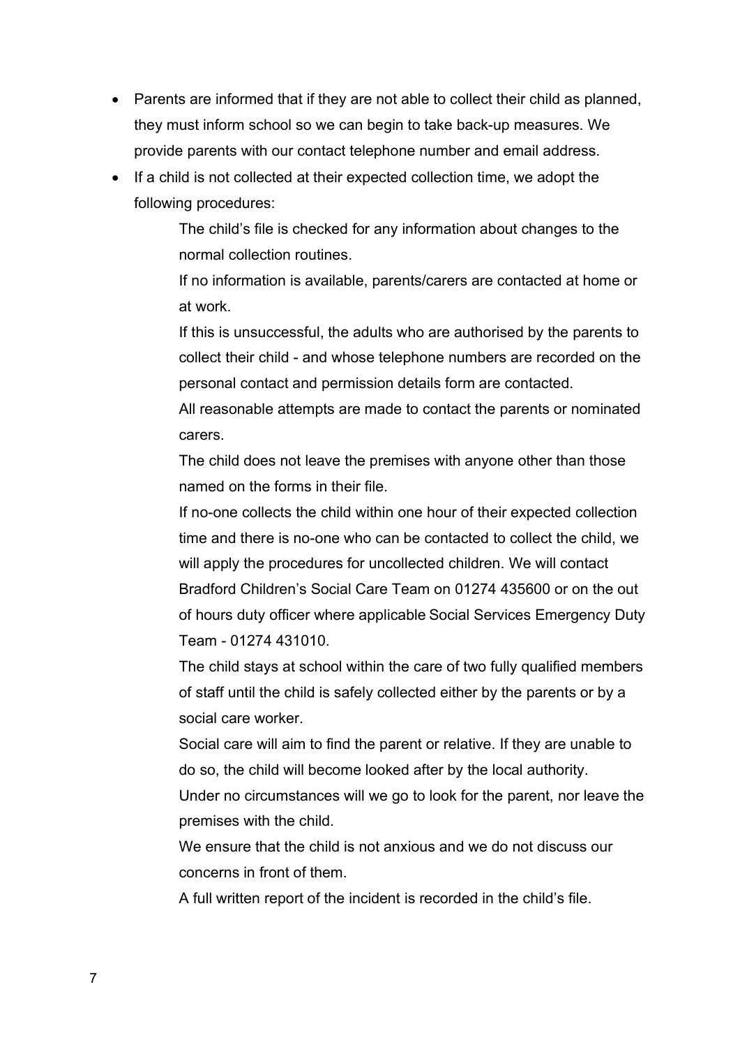- Parents are informed that if they are not able to collect their child as planned, they must inform school so we can begin to take back-up measures. We provide parents with our contact telephone number and email address.
- If a child is not collected at their expected collection time, we adopt the following procedures:

  The child's file is checked for any information about changes to the normal collection routines.

  If no information is available, parents/carers are contacted at home or at work.

  If this is unsuccessful, the adults who are authorised by the parents to collect their child - and whose telephone numbers are recorded on the personal contact and permission details form are contacted.

  All reasonable attempts are made to contact the parents or nominated carers.

  The child does not leave the premises with anyone other than those named on the forms in their file.

  If no-one collects the child within one hour of their expected collection time and there is no-one who can be contacted to collect the child, we will apply the procedures for uncollected children. We will contact Bradford Children's Social Care Team on 01274 435600 or on the out of hours duty officer where applicable Social Services Emergency Duty Team - 01274 431010.

  The child stays at school within the care of two fully qualified members of staff until the child is safely collected either by the parents or by a social care worker.

  Social care will aim to find the parent or relative. If they are unable to do so, the child will become looked after by the local authority.

  Under no circumstances will we go to look for the parent, nor leave the premises with the child.

  We ensure that the child is not anxious and we do not discuss our concerns in front of them.

  A full written report of the incident is recorded in the child's file.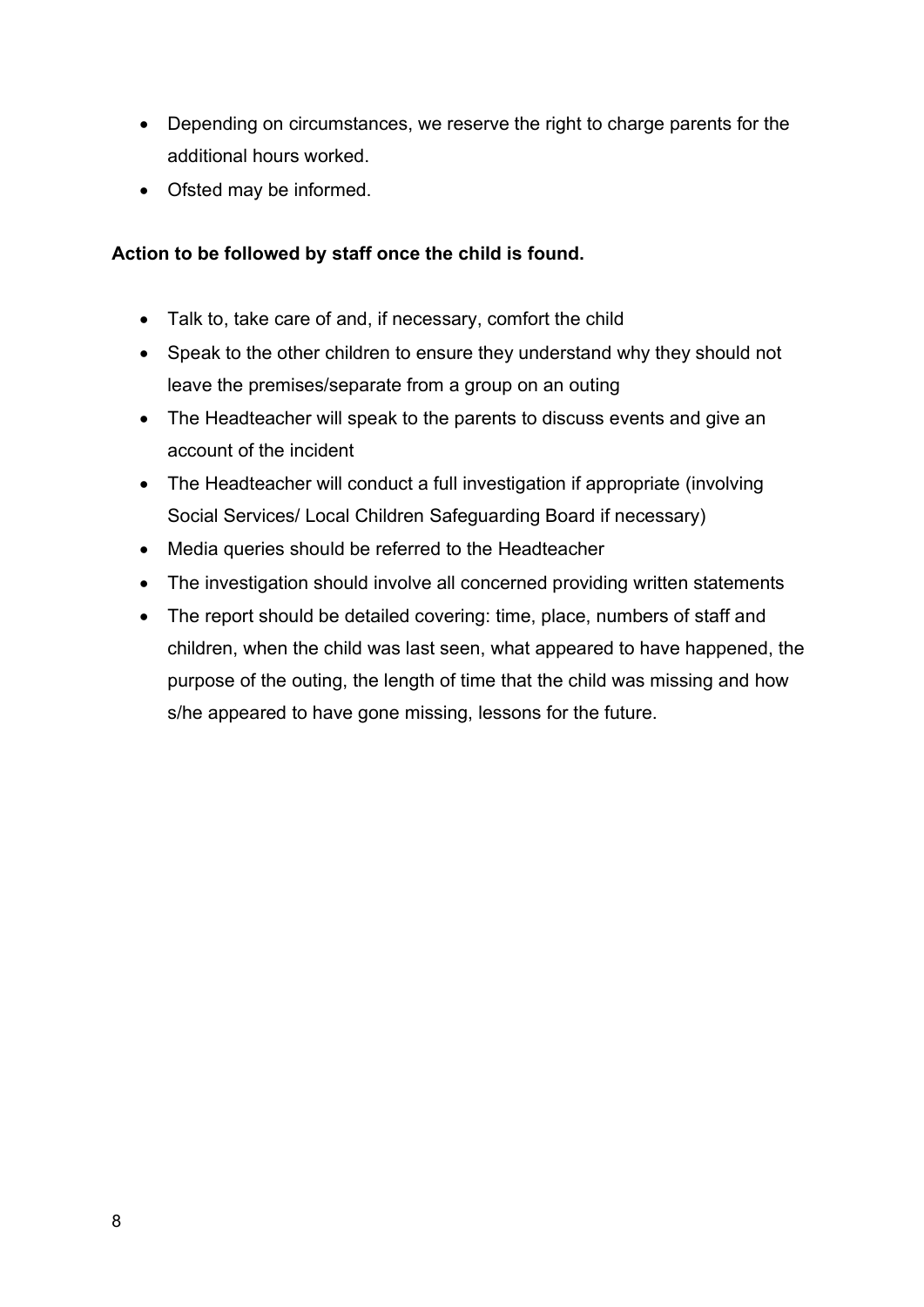- Depending on circumstances, we reserve the right to charge parents for the additional hours worked.
- Ofsted may be informed.

**Action to be followed by staff once the child is found.**

- Talk to, take care of and, if necessary, comfort the child
- Speak to the other children to ensure they understand why they should not leave the premises/separate from a group on an outing
- The Headteacher will speak to the parents to discuss events and give an account of the incident
- The Headteacher will conduct a full investigation if appropriate (involving Social Services/ Local Children Safeguarding Board if necessary)
- Media queries should be referred to the Headteacher
- The investigation should involve all concerned providing written statements
- The report should be detailed covering: time, place, numbers of staff and children, when the child was last seen, what appeared to have happened, the purpose of the outing, the length of time that the child was missing and how s/he appeared to have gone missing, lessons for the future.